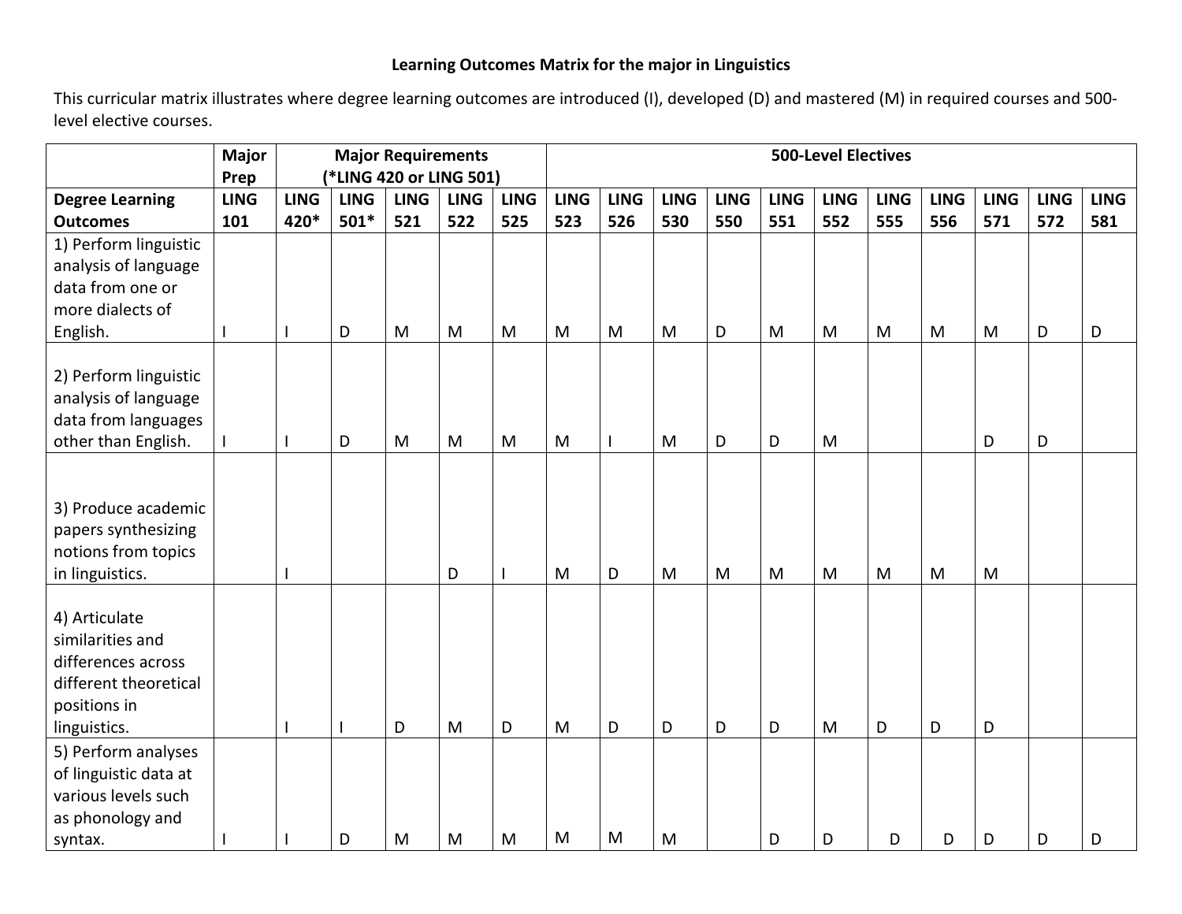**Learning Outcomes Matrix for the major in Linguistics**

This curricular matrix illustrates where degree learning outcomes are introduced (I), developed (D) and mastered (M) in required courses and 500-level elective courses.

| | Major Prep | Major Requirements (*LING 420 or LING 501) | | | | | 500-Level Electives | | | | | | | | | | |
|---|---|---|---|---|---|---|---|---|---|---|---|---|---|---|---|---|---|
| **Degree Learning Outcomes** | **LING 101** | **LING 420*** | **LING 501*** | **LING 521** | **LING 522** | **LING 525** | **LING 523** | **LING 526** | **LING 530** | **LING 550** | **LING 551** | **LING 552** | **LING 555** | **LING 556** | **LING 571** | **LING 572** | **LING 581** |
| 1) Perform linguistic analysis of language data from one or more dialects of English. | I | I | D | M | M | M | M | M | M | D | M | M | M | M | M | D | D |
| 2) Perform linguistic analysis of language data from languages other than English. | I | I | D | M | M | M | M | I | M | D | D | M | | | D | D | |
| 3) Produce academic papers synthesizing notions from topics in linguistics. | | I | | | D | I | M | D | M | M | M | M | M | M | M | | |
| 4) Articulate similarities and differences across different theoretical positions in linguistics. | | I | I | D | M | D | M | D | D | D | D | M | D | D | D | | |
| 5) Perform analyses of linguistic data at various levels such as phonology and syntax. | I | I | D | M | M | M | M | M | M | | D | D | D | D | D | D | D |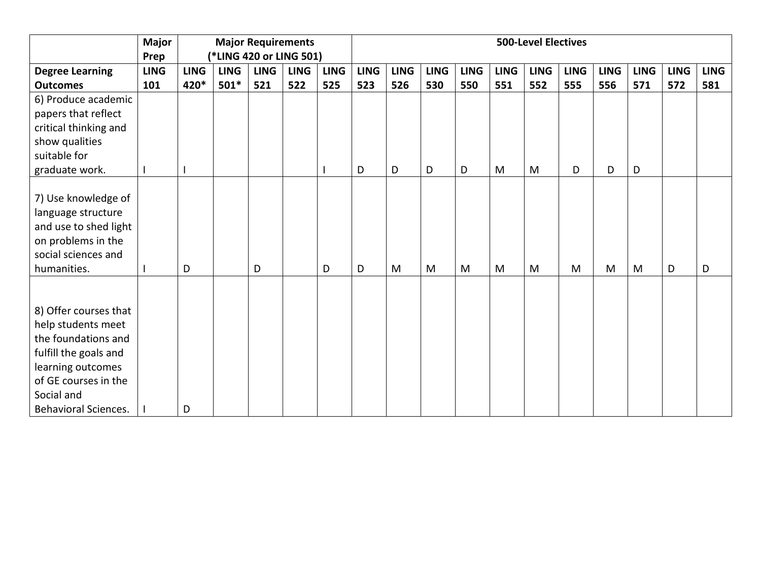| | Major Prep | Major Requirements (*LING 420 or LING 501) | | | | | 500-Level Electives | | | | | | | | | | |
|---|---|---|---|---|---|---|---|---|---|---|---|---|---|---|---|---|---|
| **Degree Learning Outcomes** | **LING 101** | **LING 420*** | **LING 501*** | **LING 521** | **LING 522** | **LING 525** | **LING 523** | **LING 526** | **LING 530** | **LING 550** | **LING 551** | **LING 552** | **LING 555** | **LING 556** | **LING 571** | **LING 572** | **LING 581** |
| 6) Produce academic papers that reflect critical thinking and show qualities suitable for graduate work. | I | I | | | | I | D | D | D | D | M | M | D | D | D | | |
| 7) Use knowledge of language structure and use to shed light on problems in the social sciences and humanities. | I | D | | D | | D | D | M | M | M | M | M | M | M | M | D | D |
| 8) Offer courses that help students meet the foundations and fulfill the goals and learning outcomes of GE courses in the Social and Behavioral Sciences. | I | D | | | | | | | | | | | | | | | |